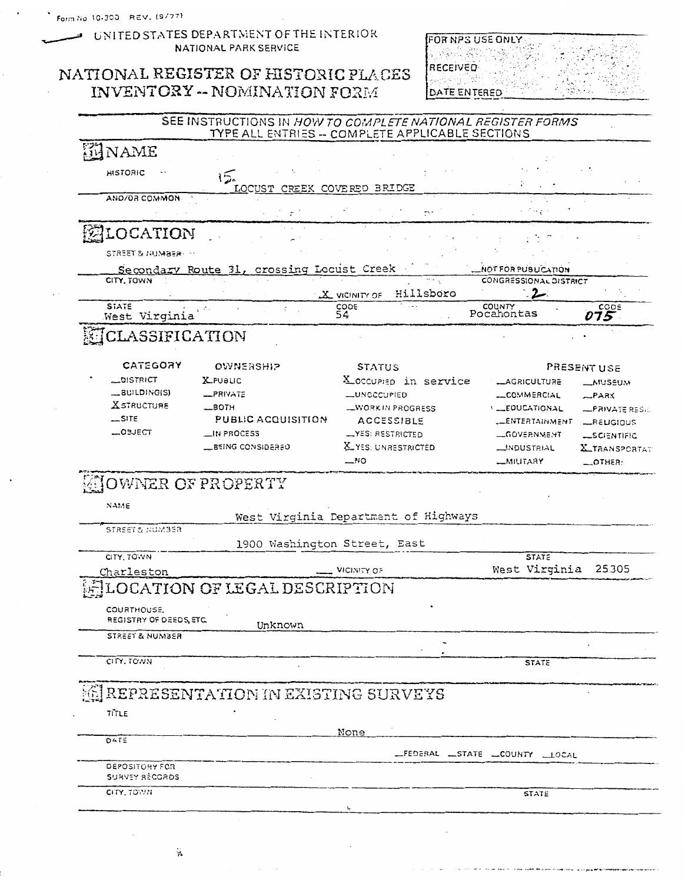Form No 10-300 REV. (9/77)

UNITED STATES DEPARTMENT OF THE INTERIOR
NATIONAL PARK SERVICE

# NATIONAL REGISTER OF HISTORIC PLACES INVENTORY -- NOMINATION FORM

| FOR NPS USE ONLY |
|---|
| RECEIVED |
| DATE ENTERED |

SEE INSTRUCTIONS IN *HOW TO COMPLETE NATIONAL REGISTER FORMS*
TYPE ALL ENTRIES -- COMPLETE APPLICABLE SECTIONS

## 1 NAME

HISTORIC 15. LOCUST CREEK COVERED BRIDGE

AND/OR COMMON

## 2 LOCATION

STREET & NUMBER: Secondary Route 31, crossing Locust Creek — __NOT FOR PUBLICATION

CITY, TOWN: X VICINITY OF Hillsboro — CONGRESSIONAL DISTRICT 2

STATE: West Virginia — CODE 54 — COUNTY Pocahontas — CODE 075

## 3 CLASSIFICATION

| CATEGORY | OWNERSHIP | STATUS | PRESENT USE | |
|---|---|---|---|---|
| __DISTRICT | X PUBLIC | X OCCUPIED in service | __AGRICULTURE | __MUSEUM |
| __BUILDING(S) | __PRIVATE | __UNOCCUPIED | __COMMERCIAL | __PARK |
| X STRUCTURE | __BOTH | __WORK IN PROGRESS | __EDUCATIONAL | __PRIVATE RESI... |
| __SITE | PUBLIC ACQUISITION | ACCESSIBLE | __ENTERTAINMENT | __RELIGIOUS |
| __OBJECT | __IN PROCESS | __YES: RESTRICTED | __GOVERNMENT | __SCIENTIFIC |
| | __BEING CONSIDERED | X YES: UNRESTRICTED | __INDUSTRIAL | X TRANSPORTAT... |
| | | __NO | __MILITARY | __OTHER: |

## 4 OWNER OF PROPERTY

NAME: West Virginia Department of Highways

STREET & NUMBER: 1900 Washington Street, East

CITY, TOWN: Charleston — __ VICINITY OF — STATE: West Virginia 25305

## 5 LOCATION OF LEGAL DESCRIPTION

COURTHOUSE, REGISTRY OF DEEDS, ETC. Unknown

STREET & NUMBER

CITY, TOWN — STATE

## 6 REPRESENTATION IN EXISTING SURVEYS

TITLE: None

DATE — __FEDERAL __STATE __COUNTY __LOCAL

DEPOSITORY FOR SURVEY RECORDS

CITY, TOWN — STATE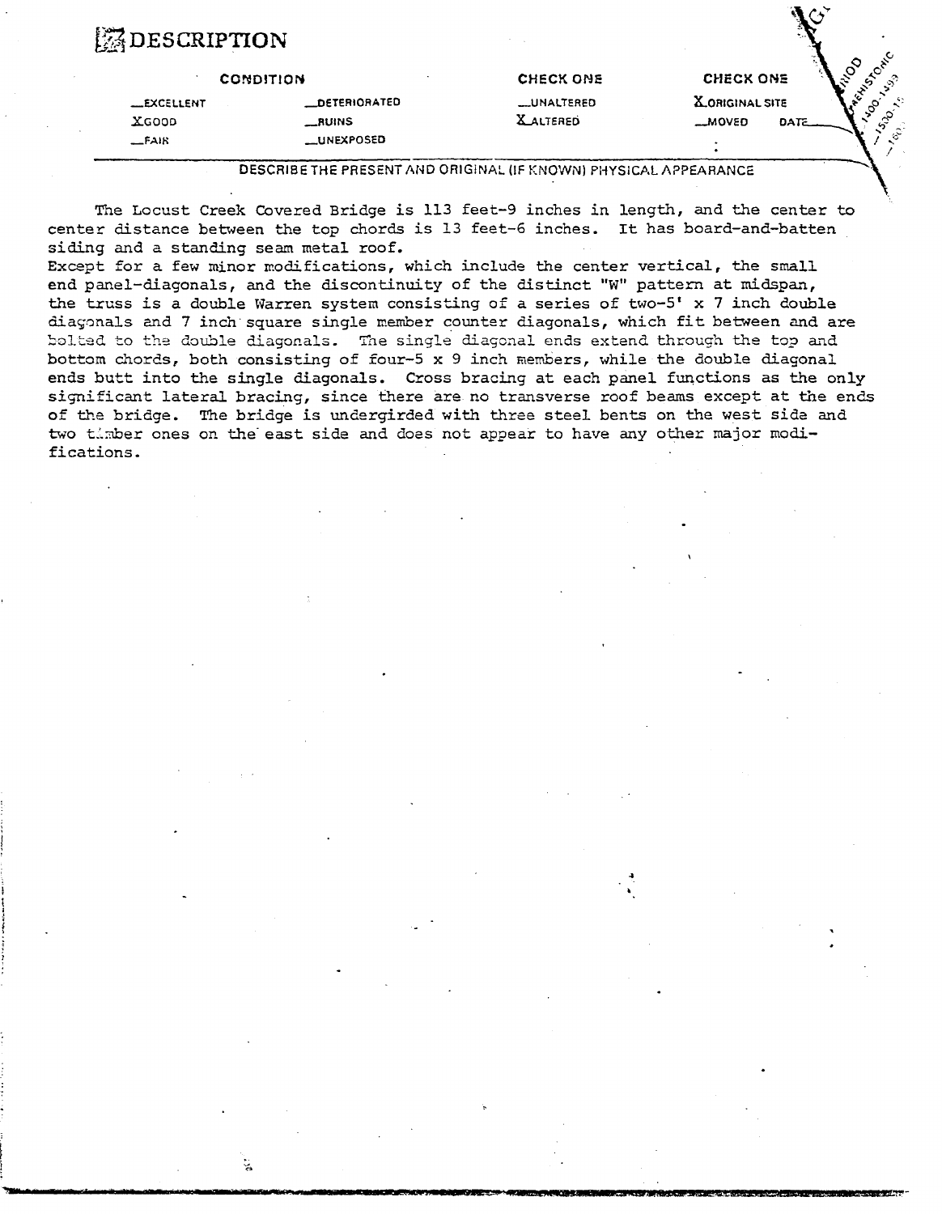# DESCRIPTION

| CONDITION | | CHECK ONE | CHECK ONE |
|---|---|---|---|
| _EXCELLENT | _DETERIORATED | _UNALTERED | X ORIGINAL SITE |
| X GOOD | _RUINS | X ALTERED | _MOVED DATE___ |
| _FAIR | _UNEXPOSED | | |

DESCRIBE THE PRESENT AND ORIGINAL (IF KNOWN) PHYSICAL APPEARANCE

The Locust Creek Covered Bridge is 113 feet-9 inches in length, and the center to center distance between the top chords is 13 feet-6 inches. It has board-and-batten siding and a standing seam metal roof.

Except for a few minor modifications, which include the center vertical, the small end panel-diagonals, and the discontinuity of the distinct "W" pattern at midspan, the truss is a double Warren system consisting of a series of two-5' x 7 inch double diagonals and 7 inch square single member counter diagonals, which fit between and are bolted to the double diagonals. The single diagonal ends extend through the top and bottom chords, both consisting of four-5 x 9 inch members, while the double diagonal ends butt into the single diagonals. Cross bracing at each panel functions as the only significant lateral bracing, since there are no transverse roof beams except at the ends of the bridge. The bridge is undergirded with three steel bents on the west side and two timber ones on the east side and does not appear to have any other major modifications.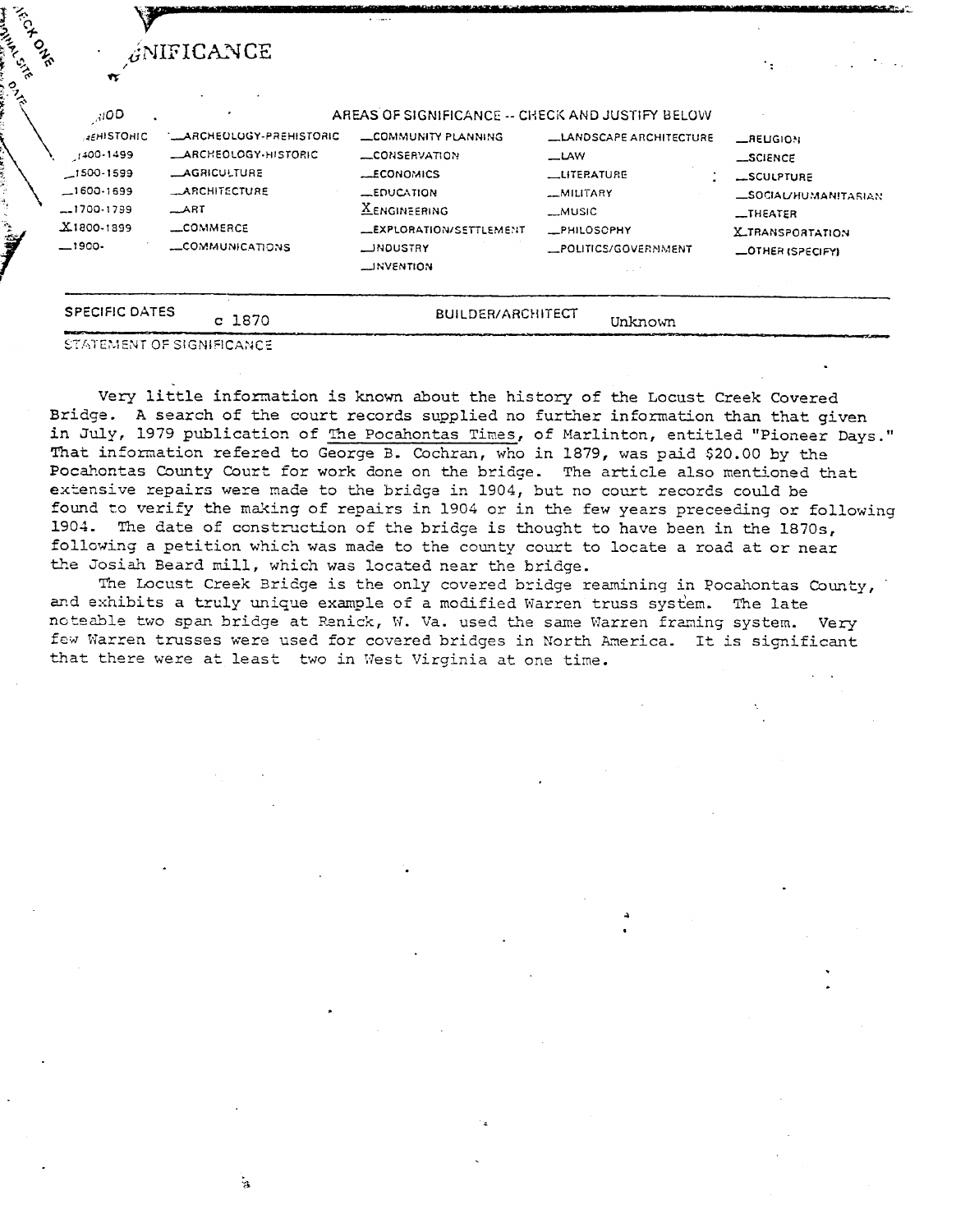## 8 SIGNIFICANCE

| PERIOD | AREAS OF SIGNIFICANCE -- CHECK AND JUSTIFY BELOW | | | |
|---|---|---|---|---|
| _PREHISTORIC | _ARCHEOLOGY-PREHISTORIC | _COMMUNITY PLANNING | _LANDSCAPE ARCHITECTURE | _RELIGION |
| _1400-1499 | _ARCHEOLOGY-HISTORIC | _CONSERVATION | _LAW | _SCIENCE |
| _1500-1599 | _AGRICULTURE | _ECONOMICS | _LITERATURE | _SCULPTURE |
| _1600-1699 | _ARCHITECTURE | _EDUCATION | _MILITARY | _SOCIAL/HUMANITARIAN |
| _1700-1799 | _ART | X ENGINEERING | _MUSIC | _THEATER |
| X 1800-1899 | _COMMERCE | _EXPLORATION/SETTLEMENT | _PHILOSOPHY | X TRANSPORTATION |
| _1900- | _COMMUNICATIONS | _INDUSTRY | _POLITICS/GOVERNMENT | _OTHER (SPECIFY) |
| | | _INVENTION | | |

SPECIFIC DATES c 1870 BUILDER/ARCHITECT Unknown

STATEMENT OF SIGNIFICANCE

Very little information is known about the history of the Locust Creek Covered Bridge. A search of the court records supplied no further information than that given in July, 1979 publication of The Pocahontas Times, of Marlinton, entitled "Pioneer Days." That information refered to George B. Cochran, who in 1879, was paid $20.00 by the Pocahontas County Court for work done on the bridge. The article also mentioned that extensive repairs were made to the bridge in 1904, but no court records could be found to verify the making of repairs in 1904 or in the few years preceeding or following 1904. The date of construction of the bridge is thought to have been in the 1870s, following a petition which was made to the county court to locate a road at or near the Josiah Beard mill, which was located near the bridge.

The Locust Creek Bridge is the only covered bridge reamining in Pocahontas County, and exhibits a truly unique example of a modified Warren truss system. The late noteable two span bridge at Renick, W. Va. used the same Warren framing system. Very few Warren trusses were used for covered bridges in North America. It is significant that there were at least two in West Virginia at one time.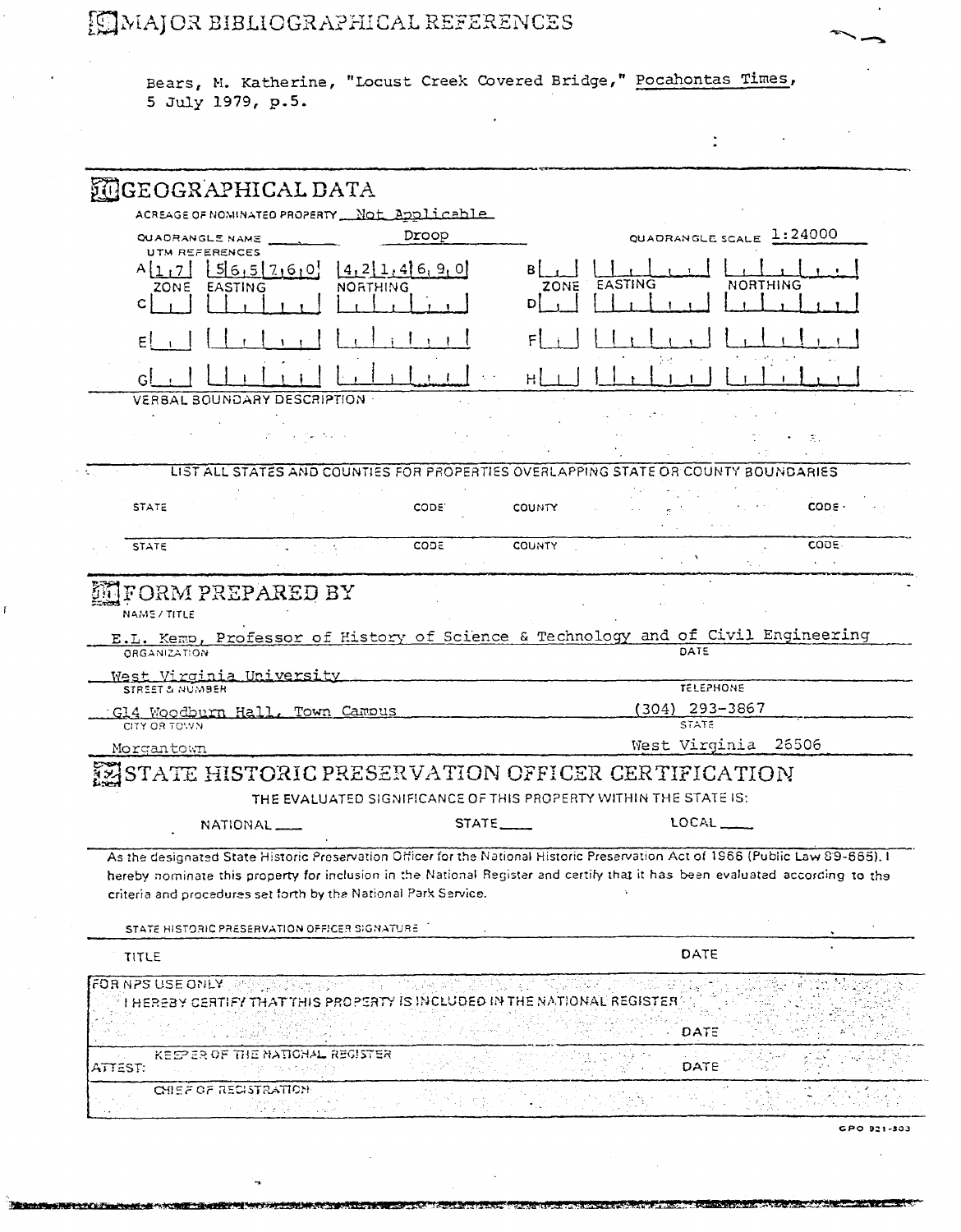## 9 MAJOR BIBLIOGRAPHICAL REFERENCES

Bears, M. Katherine, "Locust Creek Covered Bridge," Pocahontas Times, 5 July 1979, p.5.

## 10 GEOGRAPHICAL DATA

ACREAGE OF NOMINATED PROPERTY Not Applicable

QUADRANGLE NAME Droop

QUADRANGLE SCALE 1:24000

UTM REFERENCES

| | ZONE | EASTING | NORTHING | | ZONE | EASTING | NORTHING |
|---|---|---|---|---|---|---|---|
| A | 17 | 565760 | 4214690 | B | | | |
| C | | | | D | | | |
| E | | | | F | | | |
| G | | | | H | | | |

VERBAL BOUNDARY DESCRIPTION

LIST ALL STATES AND COUNTIES FOR PROPERTIES OVERLAPPING STATE OR COUNTY BOUNDARIES

| STATE | CODE | COUNTY | CODE |
|---|---|---|---|
| STATE | CODE | COUNTY | CODE |

## 11 FORM PREPARED BY

NAME / TITLE

E.L. Kemp, Professor of History of Science & Technology and of Civil Engineering

ORGANIZATION: West Virginia University

DATE:

STREET & NUMBER: G14 Woodburn Hall, Town Campus

TELEPHONE: (304) 293-3867

CITY OR TOWN: Morgantown

STATE: West Virginia 26506

## 12 STATE HISTORIC PRESERVATION OFFICER CERTIFICATION

THE EVALUATED SIGNIFICANCE OF THIS PROPERTY WITHIN THE STATE IS:

NATIONAL \_\_\_ STATE \_\_\_ LOCAL \_\_\_

As the designated State Historic Preservation Officer for the National Historic Preservation Act of 1966 (Public Law 89-665), I hereby nominate this property for inclusion in the National Register and certify that it has been evaluated according to the criteria and procedures set forth by the National Park Service.

STATE HISTORIC PRESERVATION OFFICER SIGNATURE

TITLE

DATE

FOR NPS USE ONLY

I HEREBY CERTIFY THAT THIS PROPERTY IS INCLUDED IN THE NATIONAL REGISTER

DATE

KEEPER OF THE NATIONAL REGISTER

ATTEST:

DATE

CHIEF OF REGISTRATION

GPO 921-803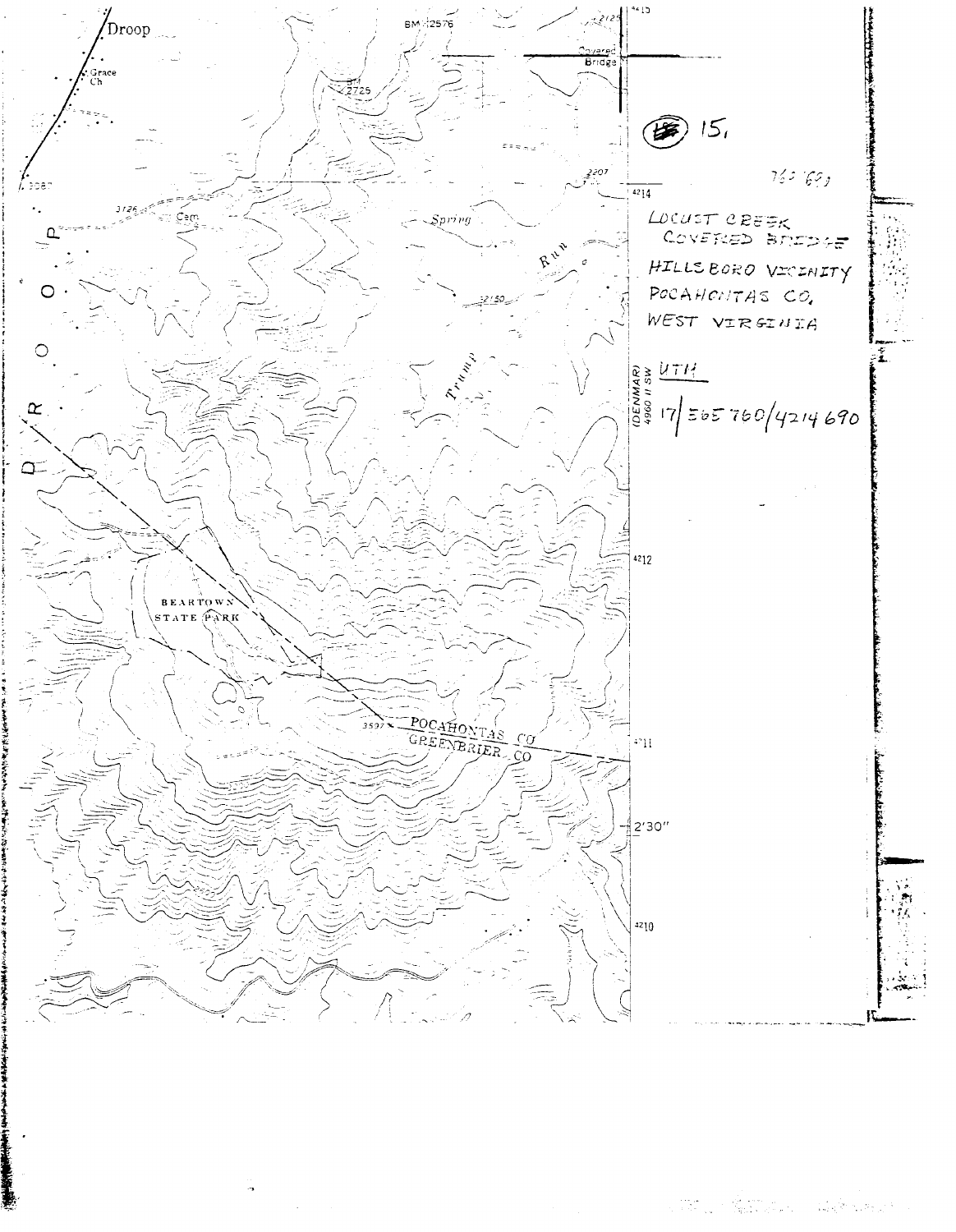15.

LOCUST CREEK
COVERED BRIDGE

HILLSBORO VICINITY
POCAHONTAS CO.
WEST VIRGINIA

UTM

17/565760/4214690

(DENMAR)
4960 II SW

Droop

Grace Ch

BM 2576

2725

Covered Bridge

3126

Cem

Spring

Run

Trump

2150

2207

DROOP

BEARTOWN
STATE PARK

3597

POCAHONTAS CO
GREENBRIER CO

4214

4212

4211

2'30"

4210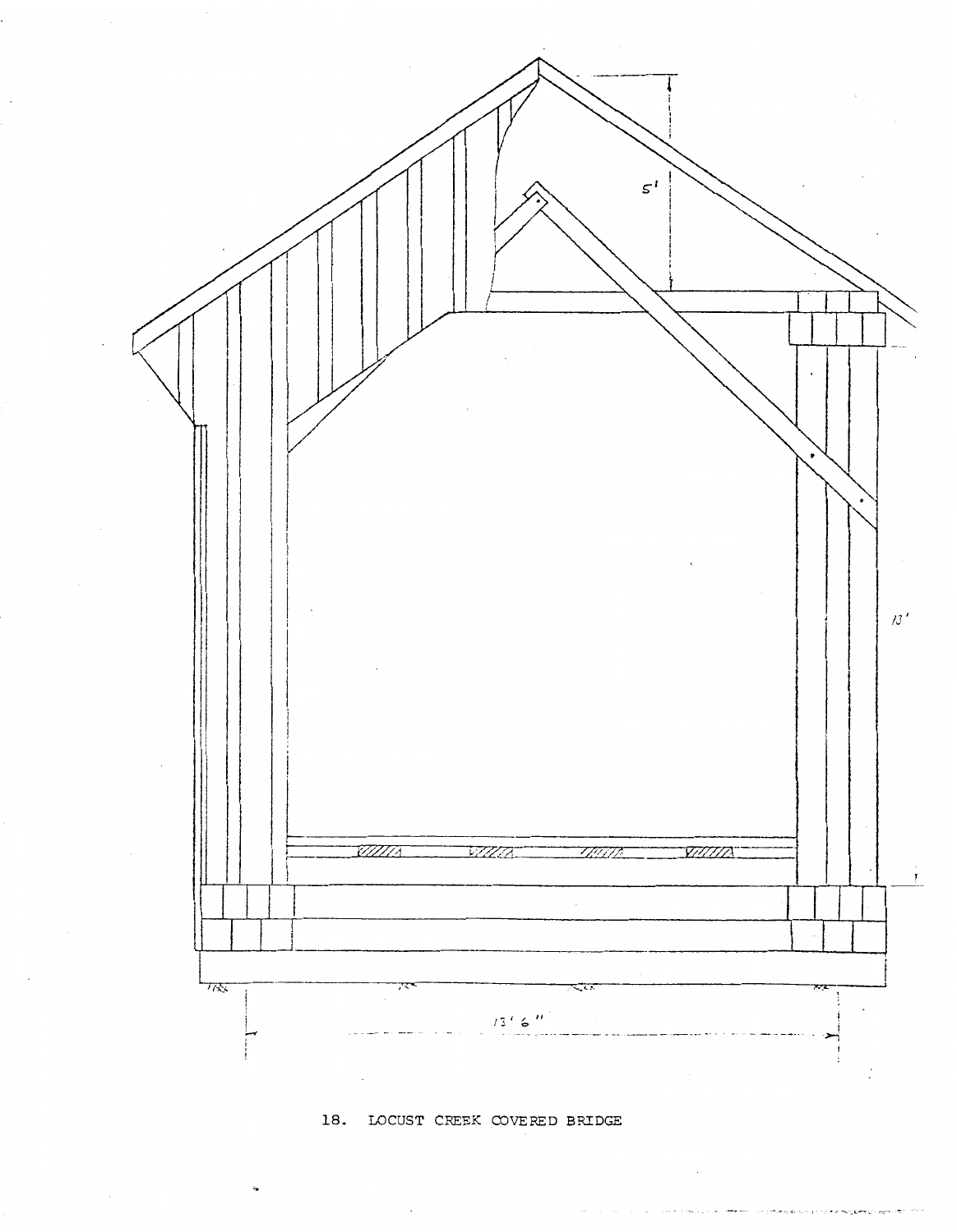5'

13'

13' 6"

18. LOCUST CREEK COVERED BRIDGE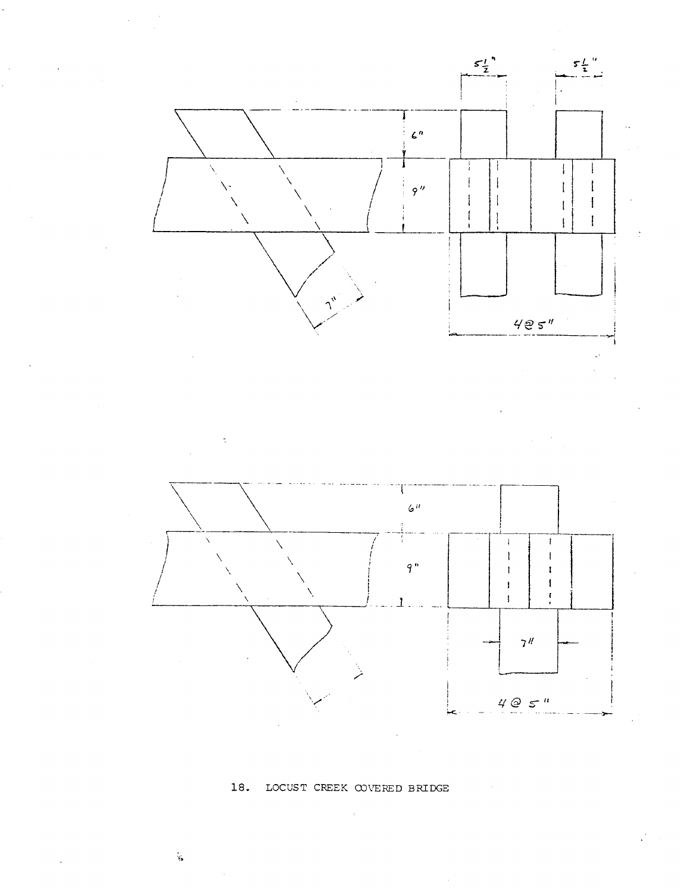18. LOCUST CREEK COVERED BRIDGE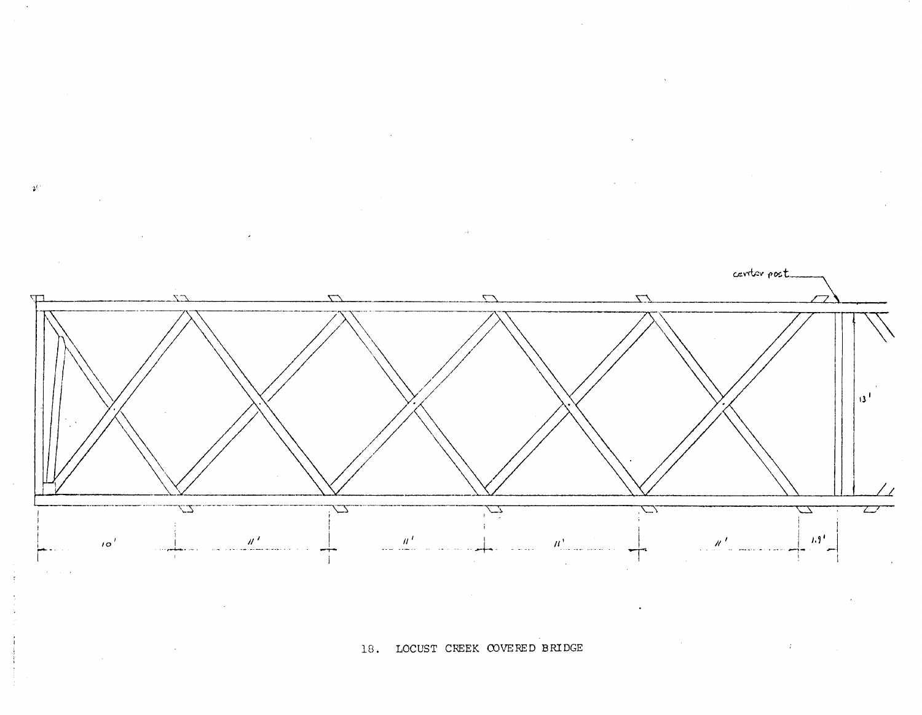center post

13'

10' 11' 11' 11' 11' 1.9'

18. LOCUST CREEK COVERED BRIDGE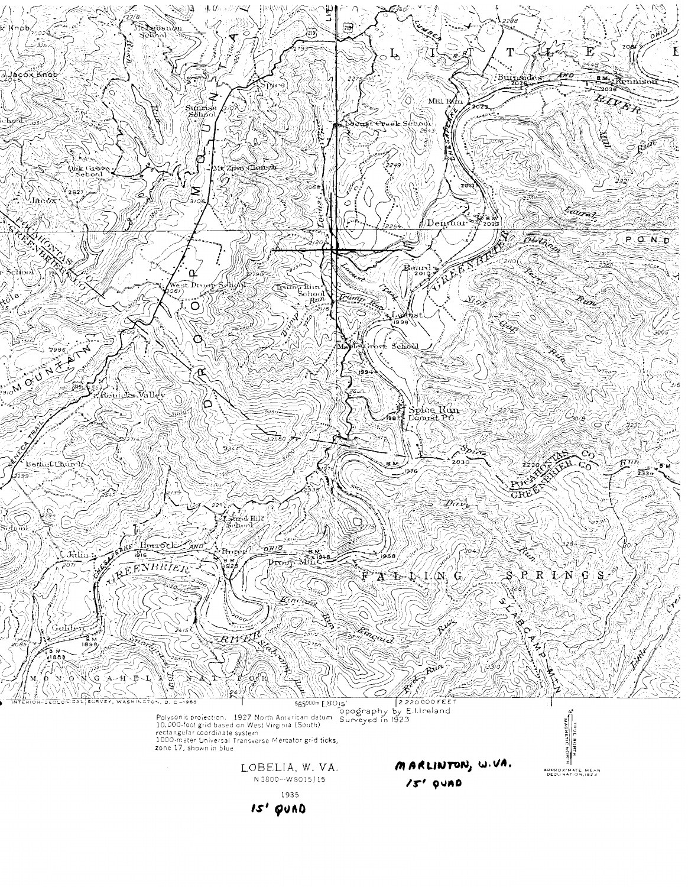INTERIOR—GEOLOGICAL SURVEY, WASHINGTON, D. C.—1965

565000m E 80°15'

2 220 000 FEET

Polyconic projection. 1927 North American datum
10,000-foot grid based on West Virginia (South) rectangular coordinate system
1000-meter Universal Transverse Mercator grid ticks, zone 17, shown in blue

Topography by E.I.Ireland
Surveyed in 1923

TRUE NORTH
MAGNETIC NORTH

APPROXIMATE MEAN DECLINATION, 1923

LOBELIA, W. VA.
N3800—W8015/15

1935

15' QUAD

MARLINTON, W.VA.
15' QUAD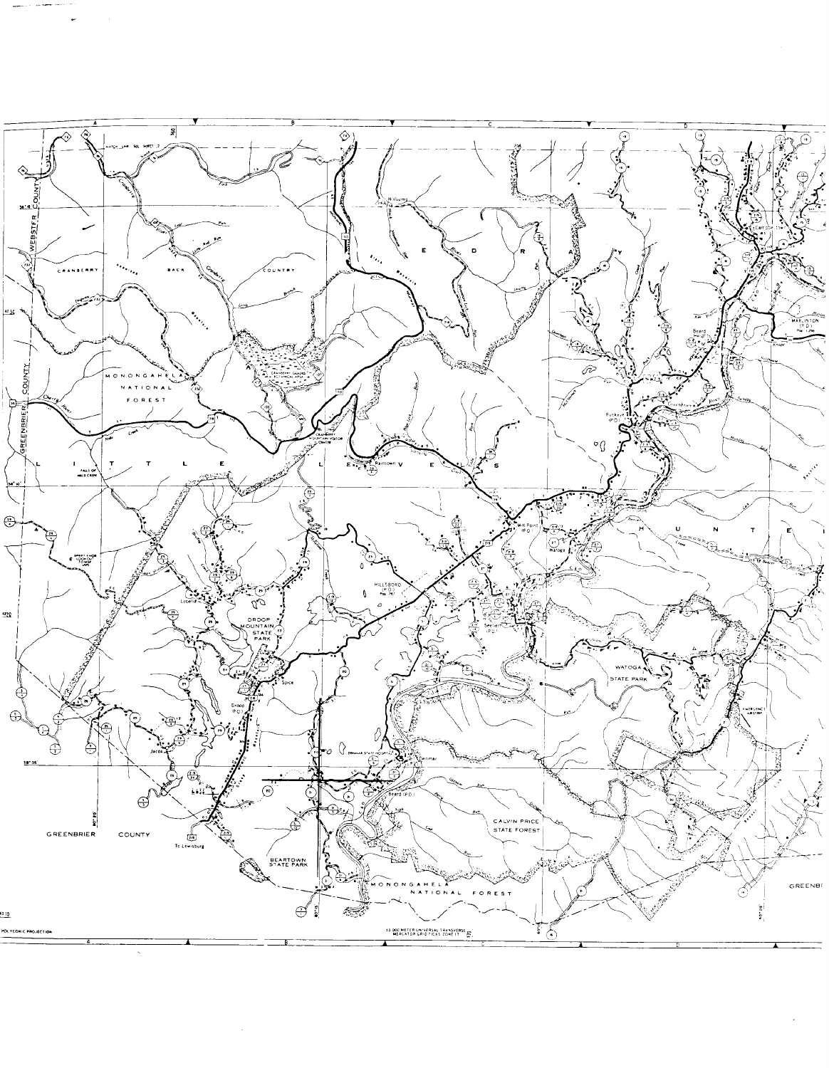WEBSTER COUNTY

GREENBRIER COUNTY

CRANBERRY BACK COUNTRY

MONONGAHELA NATIONAL FOREST

CRANBERRY GLADES BOTANICAL AREA

CRANBERRY MOUNTAIN VISITOR CENTER

LITTLE LEVELS

FALLS OF HILLS CREEK

EDRAY

Marlinton (P.O.)

Beard

Buckeye (P.O.)

Hillsboro (P.O.)

Mill Point (P.O.)

Watoga

Seebert (P.O.)

HUNTER

Lobelia

DROOP MOUNTAIN STATE PARK

Spice

Droop (P.O.)

Jacox

WATOGA STATE PARK

Denmar

Beard (P.O.)

CALVIN PRICE STATE FOREST

BEARTOWN STATE PARK

MONONGAHELA NATIONAL FOREST

GREENBRIER COUNTY

To Lewisburg

GREENBRIER

POLYCONIC PROJECTION

10,000 METER UNIVERSAL TRANSVERSE MERCATOR GRID (ZONE 17)

A

B

C

D